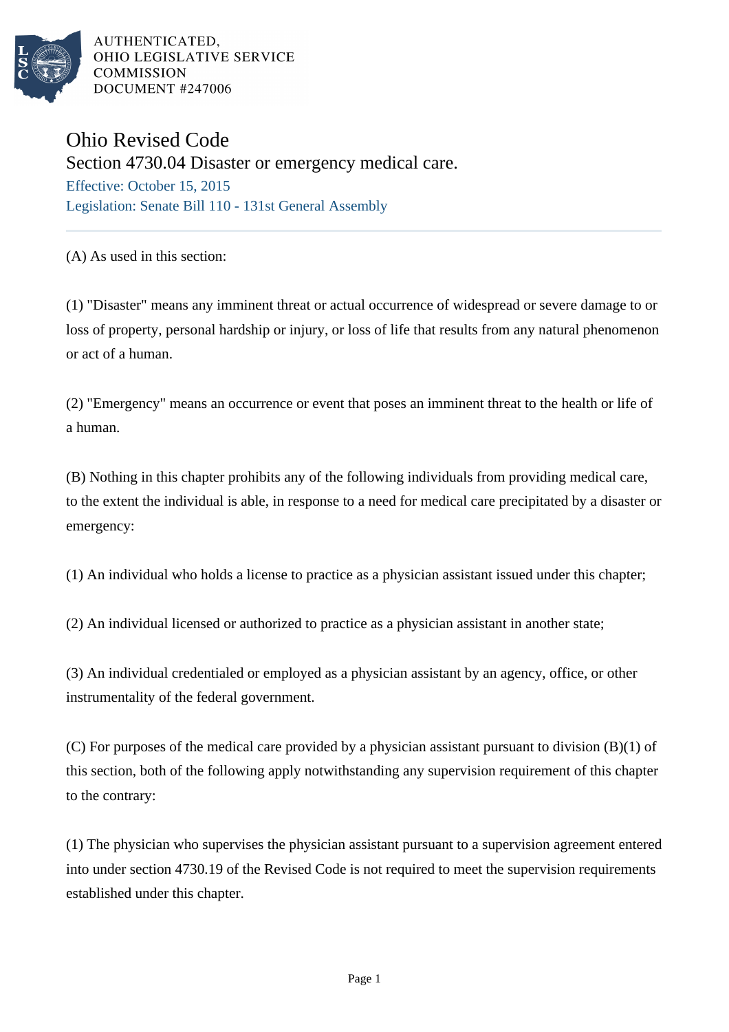AUTHENTICATED,
OHIO LEGISLATIVE SERVICE
COMMISSION
DOCUMENT #247006

# Ohio Revised Code

## Section 4730.04 Disaster or emergency medical care.

Effective: October 15, 2015

Legislation: Senate Bill 110 - 131st General Assembly

---

(A) As used in this section:

(1) "Disaster" means any imminent threat or actual occurrence of widespread or severe damage to or loss of property, personal hardship or injury, or loss of life that results from any natural phenomenon or act of a human.

(2) "Emergency" means an occurrence or event that poses an imminent threat to the health or life of a human.

(B) Nothing in this chapter prohibits any of the following individuals from providing medical care, to the extent the individual is able, in response to a need for medical care precipitated by a disaster or emergency:

(1) An individual who holds a license to practice as a physician assistant issued under this chapter;

(2) An individual licensed or authorized to practice as a physician assistant in another state;

(3) An individual credentialed or employed as a physician assistant by an agency, office, or other instrumentality of the federal government.

(C) For purposes of the medical care provided by a physician assistant pursuant to division (B)(1) of this section, both of the following apply notwithstanding any supervision requirement of this chapter to the contrary:

(1) The physician who supervises the physician assistant pursuant to a supervision agreement entered into under section 4730.19 of the Revised Code is not required to meet the supervision requirements established under this chapter.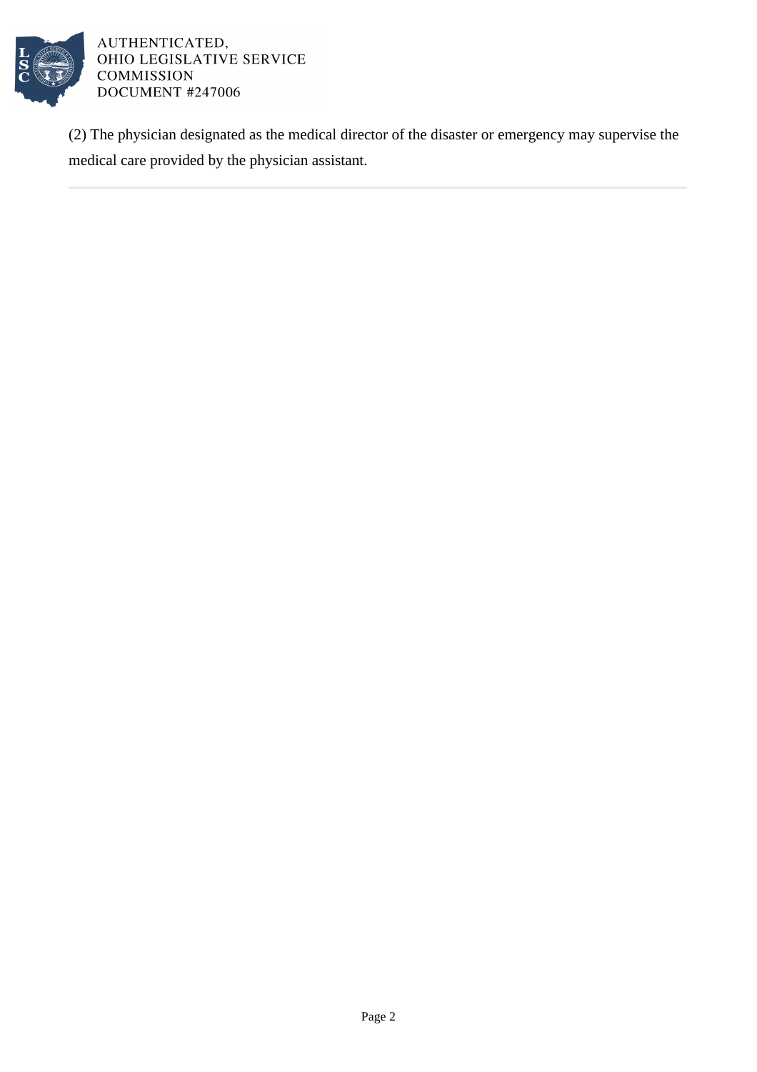(2) The physician designated as the medical director of the disaster or emergency may supervise the medical care provided by the physician assistant.